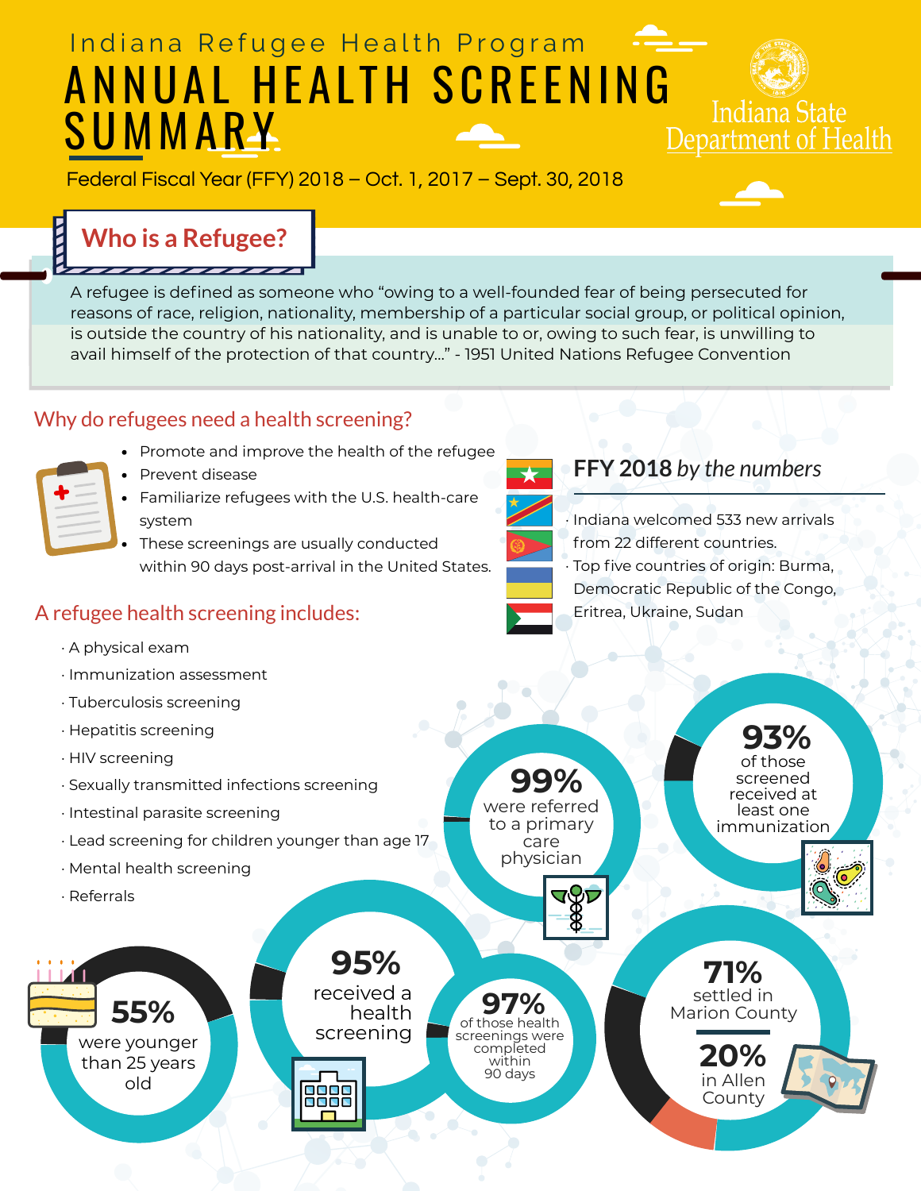# Indiana Refugee Health Program

# ANNUAL HEALTH SCREENING SUMMARY

Indiana State Department of Health

Federal Fiscal Year (FFY) 2018 – Oct. 1, 2017 – Sept. 30, 2018

## Who is a Refugee?

A refugee is defined as someone who "owing to a well-founded fear of being persecuted for reasons of race, religion, nationality, membership of a particular social group, or political opinion, is outside the country of his nationality, and is unable to or, owing to such fear, is unwilling to avail himself of the protection of that country..." - 1951 United Nations Refugee Convention

## Why do refugees need a health screening?

- Promote and improve the health of the refugee
- Prevent disease
- Familiarize refugees with the U.S. health-care system
- These screenings are usually conducted within 90 days post-arrival in the United States.

## FFY 2018 *by the numbers*

- Indiana welcomed 533 new arrivals from 22 different countries.
- Top five countries of origin: Burma, Democratic Republic of the Congo, Eritrea, Ukraine, Sudan

## A refugee health screening includes:

- A physical exam
- Immunization assessment
- Tuberculosis screening
- Hepatitis screening
- HIV screening
- Sexually transmitted infections screening
- Intestinal parasite screening
- Lead screening for children younger than age 17
- Mental health screening
- Referrals

**99%** were referred to a primary care physician

**93%** of those screened received at least one immunization

**55%** were younger than 25 years old

**95%** received a health screening

**97%** of those health screenings were completed within 90 days

**71%** settled in Marion County

**20%** in Allen County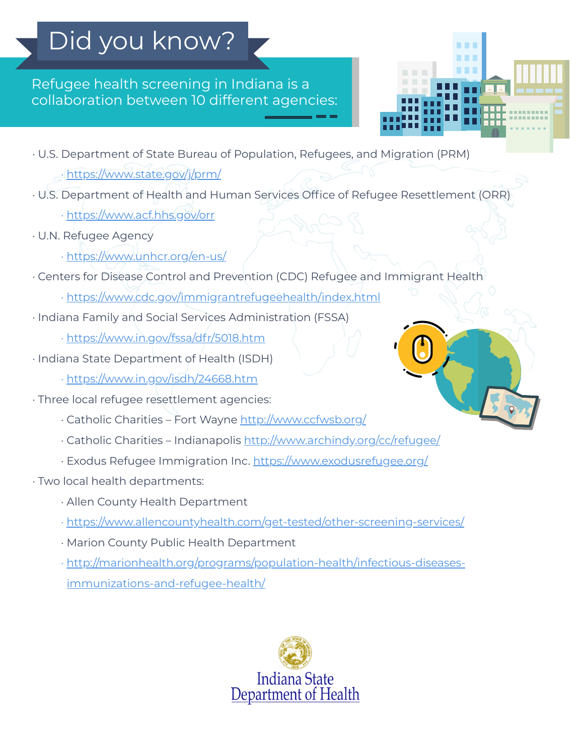# Did you know?

Refugee health screening in Indiana is a collaboration between 10 different agencies:

- U.S. Department of State Bureau of Population, Refugees, and Migration (PRM)
  - https://www.state.gov/j/prm/
- U.S. Department of Health and Human Services Office of Refugee Resettlement (ORR)
  - https://www.acf.hhs.gov/orr
- U.N. Refugee Agency
  - https://www.unhcr.org/en-us/
- Centers for Disease Control and Prevention (CDC) Refugee and Immigrant Health
  - https://www.cdc.gov/immigrantrefugeehealth/index.html
- Indiana Family and Social Services Administration (FSSA)
  - https://www.in.gov/fssa/dfr/5018.htm
- Indiana State Department of Health (ISDH)
  - https://www.in.gov/isdh/24668.htm
- Three local refugee resettlement agencies:
  - Catholic Charities – Fort Wayne http://www.ccfwsb.org/
  - Catholic Charities – Indianapolis http://www.archindy.org/cc/refugee/
  - Exodus Refugee Immigration Inc. https://www.exodusrefugee.org/
- Two local health departments:
  - Allen County Health Department
  - https://www.allencountyhealth.com/get-tested/other-screening-services/
  - Marion County Public Health Department
  - http://marionhealth.org/programs/population-health/infectious-diseases-immunizations-and-refugee-health/

Indiana State Department of Health